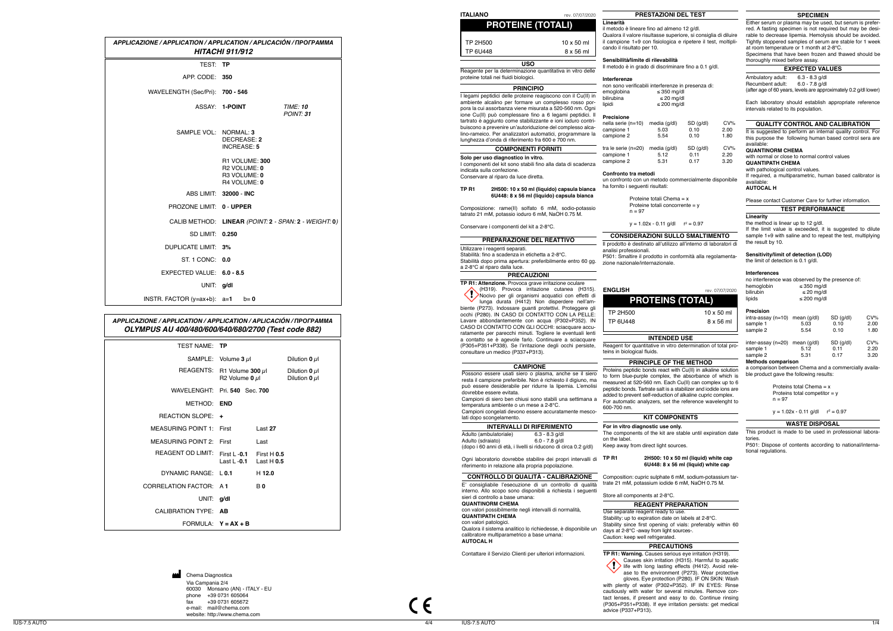## APPLICAZIONE / APPLICATION / APPLICATION / APLICACIÓN / ПРОГРАММА

### HITACHI 911/912

| | | |
|---|---|---|
| TEST: | **TP** | |
| APP. CODE: | **350** | |
| WAVELENGTH (Sec/Pri): | **700 - 546** | |
| ASSAY: | **1-POINT** | *TIME:* **10** *POINT:* **31** |
| SAMPLE VOL: | NORMAL: **3** DECREASE: **2** INCREASE: **5** | |
| | R1 VOLUME: **300** R2 VOLUME: **0** R3 VOLUME: **0** R4 VOLUME: **0** | |
| ABS LIMIT: | **32000 - INC** | |
| PROZONE LIMIT: | **0 - UPPER** | |
| CALIB METHOD: | **LINEAR** *(POINT:* **2** *- SPAN:* **2** *- WEIGHT:* **0***)* | |
| SD LIMIT: | **0.250** | |
| DUPLICATE LIMIT: | **3%** | |
| ST. 1 CONC: | **0.0** | |
| EXPECTED VALUE: | **6.0 - 8.5** | |
| UNIT: | **g/dl** | |
| INSTR. FACTOR (y=ax+b): | a=**1** b= **0** | |

## APPLICAZIONE / APPLICATION / APPLICATION / APLICACIÓN / ПРОГРАММА

### OLYMPUS AU 400/480/600/640/680/2700 (Test code 882)

| | | |
|---|---|---|
| TEST NAME: | **TP** | |
| SAMPLE: | Volume **3** µl | Dilution **0** µl |
| REAGENTS: | R1 Volume **300** µl R2 Volume **0** µl | Dilution **0** µl Dilution **0** µl |
| WAVELENGHT: | Pri. **540** Sec. **700** | |
| METHOD: | **END** | |
| REACTION SLOPE: | **+** | |
| MEASURING POINT 1: | First | Last **27** |
| MEASURING POINT 2: | First | Last |
| REAGENT OD LIMIT: | First L **-0.1** Last L **-0.1** | First H **0.5** Last H **0.5** |
| DYNAMIC RANGE: | L **0.1** | H **12.0** |
| CORRELATION FACTOR: | A **1** | B **0** |
| UNIT: | **g/dl** | |
| CALIBRATION TYPE: | **AB** | |
| FORMULA: | **Y = AX + B** | |

Chema Diagnostica
Via Campania 2/4
60030 Monsano (AN) - ITALY - EU
phone +39 0731 605064
fax +39 0731 605672
e-mail: mail@chema.com
website: http://www.chema.com

---

**ITALIANO** rev. 07/07/2020

# PROTEINE (TOTALI)

| | |
|---|---|
| TP 2H500 | 10 x 50 ml |
| TP 6U448 | 8 x 56 ml |

## USO

Reagente per la determinazione quantitativa in vitro delle proteine totali nei fluidi biologici.

## PRINCIPIO

I legami peptidici delle proteine reagiscono con il Cu(II) in ambiente alcalino per formare un complesso rosso porpora la cui assorbanza viene misurata a 520-560 nm. Ogni ione Cu(II) può complessare fino a 6 legami peptidici. Il tartrato è aggiunto come stabilizzante e ioni ioduro contribuiscono a prevenire un'autoriduzione del complesso alcalino-rameico. Per analizzatori automatici, programmare la lunghezza d'onda di riferimento fra 600 e 700 nm.

## COMPONENTI FORNITI

**Solo per uso diagnostico in vitro.**
I componenti del kit sono stabili fino alla data di scadenza indicata sulla confezione.
Conservare al riparo da luce diretta.

**TP R1** **2H500: 10 x 50 ml (liquido) capsula bianca**
**6U448: 8 x 56 ml (liquido) capsula bianca**

Composizione: rame(II) solfato 6 mM, sodio-potassio tatrato 21 mM, potassio ioduro 6 mM, NaOH 0.75 M.

Conservare i componenti del kit a 2-8°C.

## PREPARAZIONE DEL REATTIVO

Utilizzare i reagenti separati.
Stabilità: fino a scadenza in etichetta a 2-8°C.
Stabilità dopo prima apertura: preferibilmente entro 60 gg. a 2-8°C al riparo dalla luce.

## PRECAUZIONI

**TP R1: Attenzione.** Provoca grave irritazione oculare (H319). Provoca irritazione cutanea (H315). Nocivo per gli organismi acquatici con effetti di lunga durata (H412) Non disperdere nell'ambiente (P273). Indossare guanti protettivi. Proteggere gli occhi (P280). IN CASO DI CONTATTO CON LA PELLE: Lavare abbondantemente con acqua (P302+P352). IN CASO DI CONTATTO CON GLI OCCHI: sciacquare accuratamente per parecchi minuti. Togliere le eventuali lenti a contatto se è agevole farlo. Continuare a sciacquare (P305+P351+P338). Se l'irritazione degli occhi persiste, consultare un medico (P337+P313).

## CAMPIONE

Possono essere usati siero o plasma, anche se il siero resta il campione preferibile. Non è richiesto il digiuno, ma può essere desiderabile per ridurre la lipemia. L'emolisi dovrebbe essere evitata.
Campioni di siero ben chiusi sono stabili una settimana a temperatura ambiente o un mese a 2-8°C.
Campioni congelati devono essere accuratamente mescolati dopo scongelamento.

## INTERVALLI DI RIFERIMENTO

| | |
|---|---|
| Adulto (ambulatoriale) | 6.3 - 8.3 g/dl |
| Adulto (sdraiato) | 6.0 - 7.8 g/dl |

(dopo i 60 anni di età, i livelli si riducono di circa 0.2 g/dl)

Ogni laboratorio dovrebbe stabilire dei propri intervalli di riferimento in relazione alla propria popolazione.

## CONTROLLO DI QUALITÀ - CALIBRAZIONE

E' consigliabile l'esecuzione di un controllo di qualità interno. Allo scopo sono disponibili a richiesta i seguenti sieri di controllo a base umana:
**QUANTINORM CHEMA**
con valori possibilmente negli intervalli di normalità,
**QUANTIPATH CHEMA**
con valori patologici.
Qualora il sistema analitico lo richiedesse, è disponibile un calibratore multiparametrico a base umana:
**AUTOCAL H**

Contattare il Servizio Clienti per ulteriori informazioni.

## PRESTAZIONI DEL TEST

**Linearità**
il metodo è lineare fino ad almeno 12 g/dl.
Qualora il valore risultasse superiore, si consiglia di diluire il campione 1+9 con fisiologica e ripetere il test, moltiplicando il risultato per 10.

**Sensibilità/limite di rilevabilità**
Il metodo è in grado di discriminare fino a 0.1 g/dl.

**Interferenze**
non sono verificabili interferenze in presenza di:

| | |
|---|---|
| emoglobina | ≤ 350 mg/dl |
| bilirubina | ≤ 20 mg/dl |
| lipidi | ≤ 200 mg/dl |

**Precisione**

| nella serie (n=10) | media (g/dl) | SD (g/dl) | CV% |
|---|---|---|---|
| campione 1 | 5.03 | 0.10 | 2.00 |
| campione 2 | 5.54 | 0.10 | 1.80 |

| tra le serie (n=20) | media (g/dl) | SD (g/dl) | CV% |
|---|---|---|---|
| campione 1 | 5.12 | 0.11 | 2.20 |
| campione 2 | 5.31 | 0.17 | 3.20 |

**Confronto tra metodi**
un confronto con un metodo commercialmente disponibile ha fornito i seguenti risultati:

Proteine totali Chema = x
Proteine totali concorrente = y
n = 97

$y = 1.02x - 0.11$ g/dl $r^2 = 0.97$

## CONSIDERAZIONI SULLO SMALTIMENTO

Il prodotto è destinato all'utilizzo all'interno di laboratori di analisi professionali.
P501: Smaltire il prodotto in conformità alla regolamentazione nazionale/internazionale.

---

**ENGLISH** rev. 07/07/2020

# PROTEINS (TOTAL)

| | |
|---|---|
| TP 2H500 | 10 x 50 ml |
| TP 6U448 | 8 x 56 ml |

## INTENDED USE

Reagent for quantitative in vitro determination of total proteins in biological fluids.

## PRINCIPLE OF THE METHOD

Proteins peptidic bonds react with Cu(II) in alkaline solution to form blue-purple complex, the absorbance of which is measured at 520-560 nm. Each Cu(II) can complex up to 6 peptidic bonds. Tartrate salt is a stabilizer and iodide ions are added to prevent self-reduction of alkaline cupric complex.
For automatic analyzers, set the reference wavelenght to 600-700 nm.

## KIT COMPONENTS

**For in vitro diagnostic use only.**
The components of the kit are stable until expiration date on the label.
Keep away from direct light sources.

**TP R1** **2H500: 10 x 50 ml (liquid) white cap**
**6U448: 8 x 56 ml (liquid) white cap**

Composition: cupric sulphate 6 mM, sodium-potassium tartrate 21 mM, potassium iodide 6 mM, NaOH 0.75 M.

Store all components at 2-8°C.

## REAGENT PREPARATION

Use separate reagent ready to use.
Stability: up to expiration date on labels at 2-8°C.
Stability since first opening of vials: preferably within 60 days at 2-8°C -away from light sources-.
Caution: keep well refrigerated.

## PRECAUTIONS

**TP R1: Warning.** Causes serious eye irritation (H319). Causes skin irritation (H315). Harmful to aquatic life with long lasting effects (H412). Avoid release to the environment (P273). Wear protective gloves. Eye protection (P280). IF ON SKIN: Wash with plenty of water (P302+P352). IF IN EYES: Rinse cautiously with water for several minutes. Remove contact lenses, if present and easy to do. Continue rinsing (P305+P351+P338). If eye irritation persists: get medical advice (P337+P313).

## SPECIMEN

Either serum or plasma may be used, but serum is preferred. A fasting specimen is not required but may be desirable to decrease lipemia. Hemolysis should be avoided.
Tightly stoppered samples of serum are stable for 1 week at room temperature or 1 month at 2-8°C.
Specimens that have been frozen and thawed should be thoroughly mixed before assay.

## EXPECTED VALUES

| | |
|---|---|
| Ambulatory adult: | 6.3 - 8.3 g/dl |
| Recumbent adult: | 6.0 - 7.8 g/dl |

(after age of 60 years, levels are approximately 0.2 g/dl lower)

Each laboratory should establish appropriate reference intervals related to its population.

## QUALITY CONTROL AND CALIBRATION

It is suggested to perform an internal quality control. For this purpose the following human based control sera are available:
**QUANTINORM CHEMA**
with normal or close to normal control values
**QUANTIPATH CHEMA**
with pathological control values.
If required, a multiparametric, human based calibrator is available:
**AUTOCAL H**

Please contact Customer Care for further information.

## TEST PERFORMANCE

**Linearity**
the method is linear up to 12 g/dl.
If the limit value is exceeded, it is suggested to dilute sample 1+9 with saline and to repeat the test, multiplying the result by 10.

**Sensitivity/limit of detection (LOD)**
the limit of detection is 0.1 g/dl.

**Interferences**
no interference was observed by the presence of:

| | |
|---|---|
| hemoglobin | ≤ 350 mg/dl |
| bilirubin | ≤ 20 mg/dl |
| lipids | ≤ 200 mg/dl |

**Precision**

| intra-assay (n=10) | mean (g/dl) | SD (g/dl) | CV% |
|---|---|---|---|
| sample 1 | 5.03 | 0.10 | 2.00 |
| sample 2 | 5.54 | 0.10 | 1.80 |

| inter-assay (n=20) | mean (g/dl) | SD (g/dl) | CV% |
|---|---|---|---|
| sample 1 | 5.12 | 0.11 | 2.20 |
| sample 2 | 5.31 | 0.17 | 3.20 |

**Methods comparison**
a comparison between Chema and a commercially available product gave the following results:

Proteins total Chema = x
Proteins total competitor = y
n = 97

$y = 1.02x - 0.11$ g/dl $r^2 = 0.97$

## WASTE DISPOSAL

This product is made to be used in professional laboratories.
P501: Dispose of contents according to national/international regulations.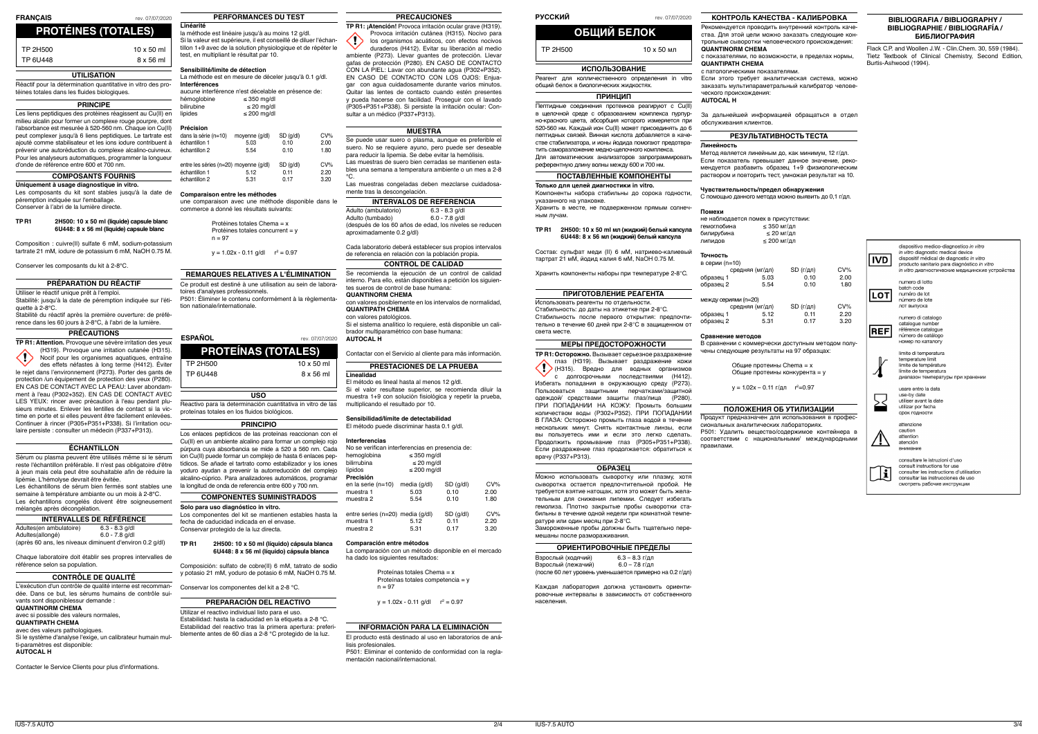# FRANÇAIS

rev. 07/07/2020

# PROTÉINES (TOTALES)

| | |
|---|---|
| TP 2H500 | 10 x 50 ml |
| TP 6U448 | 8 x 56 ml |

## UTILISATION

Réactif pour la détermination quantitative in vitro des protéines totales dans les fluides biologiques.

## PRINCIPE

Les liens peptidiques des protéines réagissent au Cu(II) en milieu alcalin pour former un complexe rouge pourpre, dont l'absorbance est mesurée à 520-560 nm. Chaque ion Cu(II) peut complexer jusqu'à 6 liens peptidiques. Le tartrate est ajouté comme stabilisateur et les ions iodure contribuent à prévenir une autoréduction du complexe alcalino-cuivreux. Pour les analyseurs automatiques, programmer la longueur d'onde de référence entre 600 et 700 nm.

## COMPOSANTS FOURNIS

**Uniquement à usage diagnostique in vitro.**

Les composants du kit sont stables jusqu'à la date de péremption indiquée sur l'emballage.

Conserver à l'abri de la lumière directe.

**TP R1 2H500: 10 x 50 ml (liquide) capsule blanc 6U448: 8 x 56 ml (liquide) capsule blanc**

Composition : cuivre(II) sulfate 6 mM, sodium-potassium tartrate 21 mM, iodure de potassium 6 mM, NaOH 0.75 M.

Conserver les composants du kit à 2-8°C.

## PRÉPARATION DU RÉACTIF

Utiliser le réactif unique prêt à l'emploi.

Stabilité: jusqu'à la date de péremption indiquée sur l'étiquette à 2-8°C.

Stabilité du réactif après la première ouverture: de préférence dans les 60 jours à 2-8°C, à l'abri de la lumière.

## PRÉCAUTIONS

**TP R1: Attention.** Provoque une sévère irritation des yeux (H319). Provoque une irritation cutanée (H315). Nocif pour les organismes aquatiques, entraîne des effets néfastes à long terme (H412). Éviter le rejet dans l'environnement (P273). Porter des gants de protection /un équipement de protection des yeux (P280). EN CAS DE CONTACT AVEC LA PEAU: Laver abondamment à l'eau (P302+352). EN CAS DE CONTACT AVEC LES YEUX: rincer avec précaution à l'eau pendant plusieurs minutes. Enlever les lentilles de contact si la victime en porte et si elles peuvent être facilement enlevées. Continuer à rincer (P305+P351+P338). Si l'irritation oculaire persiste : consulter un médecin (P337+P313).

## ÉCHANTILLON

Sérum ou plasma peuvent être utilisés même si le sérum reste l'échantillon préférable. Il n'est pas obligatoire d'être à jeun mais cela peut être souhaitable afin de réduire la lipémie. L'hémolyse devrait être évitée.

Les échantillons de sérum bien fermés sont stables une semaine à température ambiante ou un mois à 2-8°C.

Les échantillons congelés doivent être soigneusement mélangés après décongélation.

## INTERVALLES DE RÉFÉRENCE

| | |
|---|---|
| Adultes(en ambulatoire) | 6.3 - 8.3 g/dl |
| Adultes(allongé) | 6.0 - 7.8 g/dl |

(après 60 ans, les niveaux diminuent d'environ 0.2 g/dl)

Chaque laboratoire doit établir ses propres intervalles de référence selon sa population.

## CONTRÔLE DE QUALITÉ

L'exécution d'un contrôle de qualité interne est recommandée. Dans ce but, les sérums humains de contrôle suivants sont disponiblessur demande :

**QUANTINORM CHEMA**

avec si possible des valeurs normales,

**QUANTIPATH CHEMA**

avec des valeurs pathologiques.

Si le système d'analyse l'exige, un calibrateur humain multi-paramètres est disponible:

**AUTOCAL H**

Contacter le Service Clients pour plus d'informations.

## PERFORMANCES DU TEST

**Linéarité**

la méthode est linéaire jusqu'à au moins 12 g/dl.

Si la valeur est supérieure, il est conseillé de diluer l'échantillon 1+9 avec de la solution physiologique et de répéter le test, en multipliant le résultat par 10.

**Sensibilité/limite de détection**

La méthode est en mesure de déceler jusqu'à 0.1 g/dl.

**Interférences**

aucune interférence n'est décelable en présence de:

| | |
|---|---|
| hémoglobine | ≤ 350 mg/dl |
| bilirubine | ≤ 20 mg/dl |
| lipides | ≤ 200 mg/dl |

**Précision**

| dans la série (n=10) | moyenne (g/dl) | SD (g/dl) | CV% |
|---|---|---|---|
| échantillon 1 | 5.03 | 0.10 | 2.00 |
| échantillon 2 | 5.54 | 0.10 | 1.80 |

| entre les séries (n=20) | moyenne (g/dl) | SD (g/dl) | CV% |
|---|---|---|---|
| échantillon 1 | 5.12 | 0.11 | 2.20 |
| échantillon 2 | 5.31 | 0.17 | 3.20 |

**Comparaison entre les méthodes**

une comparaison avec une méthode disponible dans le commerce a donné les résultats suivants:

Protéines totales Chema = x
Protéines totales concurrent = y
n = 97

$y = 1.02x - 0.11$ g/dl $r^2 = 0.97$

## REMARQUES RELATIVES A L'ÉLIMINATION

Ce produit est destiné à une utilisation au sein de laboratoires d'analyses professionnels.

P501: Éliminer le contenu conformément à la règlementation nationale/internationale.

# ESPAÑOL

rev. 07/07/2020

# PROTEÍNAS (TOTALES)

| | |
|---|---|
| TP 2H500 | 10 x 50 ml |
| TP 6U448 | 8 x 56 ml |

## USO

Reactivo para la determinación cuantitativa in vitro de las proteínas totales en los fluidos biológicos.

## PRINCIPIO

Los enlaces peptídicos de las proteínas reaccionan con el Cu(II) en un ambiente alcalino para formar un complejo rojo púrpura cuya absorbancia se mide a 520 a 560 nm. Cada ion Cu(II) puede formar un complejo de hasta 6 enlaces peptídicos. Se añade el tartrato como estabilizador y los iones yoduro ayudan a prevenir la autorreducción del complejo alcalino-cúprico. Para analizadores automáticos, programar la longitud de onda de referencia entre 600 y 700 nm.

## COMPONENTES SUMINISTRADOS

**Solo para uso diagnóstico in vitro.**

Los componentes del kit se mantienen estables hasta la fecha de caducidad indicada en el envase.

Conservar protegido de la luz directa.

**TP R1 2H500: 10 x 50 ml (líquido) cápsula blanca 6U448: 8 x 56 ml (líquido) cápsula blanca**

Composición: sulfato de cobre(II) 6 mM, tatrato de sodio y potasio 21 mM, yoduro de potasio 6 mM, NaOH 0.75 M.

Conservar los componentes del kit a 2-8 °C.

## PREPARACIÓN DEL REACTIVO

Utilizar el reactivo individual listo para el uso.

Estabilidad: hasta la caducidad en la etiqueta a 2-8 °C.

Estabilidad del reactivo tras la primera apertura: preferiblemente antes de 60 días a 2-8 °C protegido de la luz.

## PRECAUCIONES

**TP R1: ¡Atención!** Provoca irritación ocular grave (H319). Provoca irritación cutánea (H315). Nocivo para los organismos acuáticos, con efectos nocivos duraderos (H412). Evitar su liberación al medio ambiente (P273). Llevar guantes de protección. Llevar gafas de protección (P280). EN CASO DE CONTACTO CON LA PIEL: Lavar con abundante agua (P302+P352). EN CASO DE CONTACTO CON LOS OJOS: Enjuagar con agua cuidadosamente durante varios minutos. Quitar las lentes de contacto cuando estén presentes y pueda hacerse con facilidad. Proseguir con el lavado (P305+P351+P338). Si persiste la irritación ocular: Consultar a un médico (P337+P313).

## MUESTRA

Se puede usar suero o plasma, aunque es preferible el suero. No se requiere ayuno, pero puede ser deseable para reducir la lipemia. Se debe evitar la hemólisis.

Las muestras de suero bien cerradas se mantienen estables una semana a temperatura ambiente o un mes a 2-8 °C.

Las muestras congeladas deben mezclarse cuidadosamente tras la descongelación.

## INTERVALOS DE REFERENCIA

| | |
|---|---|
| Adulto (ambulatorio) | 6.3 - 8.3 g/dl |
| Adulto (tumbado) | 6.0 - 7.8 g/dl |

(después de los 60 años de edad, los niveles se reducen aproximadamente 0.2 g/dl)

Cada laboratorio deberá establecer sus propios intervalos de referencia en relación con la población propia.

## CONTROL DE CALIDAD

Se recomienda la ejecución de un control de calidad interno. Para ello, están disponibles a petición los siguientes sueros de control de base humana:

**QUANTINORM CHEMA**

con valores posiblemente en los intervalos de normalidad,

**QUANTIPATH CHEMA**

con valores patológicos.

Si el sistema analítico lo requiere, está disponible un calibrador multiparamétrico con base humana:

**AUTOCAL H**

Contactar con el Servicio al cliente para más información.

## PRESTACIONES DE LA PRUEBA

**Linealidad**

El método es lineal hasta al menos 12 g/dl.

Si el valor resultase superior, se recomienda diluir la muestra 1+9 con solución fisiológica y repetir la prueba, multiplicando el resultado por 10.

**Sensibilidad/límite de detectabilidad**

El método puede discriminar hasta 0.1 g/dl.

**Interferencias**

No se verifican interferencias en presencia de:

| | |
|---|---|
| hemoglobina | ≤ 350 mg/dl |
| bilirrubina | ≤ 20 mg/dl |
| lípidos | ≤ 200 mg/dl |

**Precisión**

| en la serie (n=10) | media (g/dl) | SD (g/dl) | CV% |
|---|---|---|---|
| muestra 1 | 5.03 | 0.10 | 2.00 |
| muestra 2 | 5.54 | 0.10 | 1.80 |

| entre series (n=20) | media (g/dl) | SD (g/dl) | CV% |
|---|---|---|---|
| muestra 1 | 5.12 | 0.11 | 2.20 |
| muestra 2 | 5.31 | 0.17 | 3.20 |

**Comparación entre métodos**

La comparación con un método disponible en el mercado ha dado los siguientes resultados:

Proteínas totales Chema = x
Proteínas totales competencia = y
n = 97

$y = 1.02x - 0.11$ g/dl $r^2 = 0.97$

## INFORMACIÓN PARA LA ELIMINACIÓN

El producto está destinado al uso en laboratorios de análisis profesionales.

P501: Eliminar el contenido de conformidad con la reglamentación nacional/internacional.

# РУССКИЙ

rev. 07/07/2020

# ОБЩИЙ БЕЛОК

| | |
|---|---|
| TP 2H500 | 10 х 50 мл |

## ИСПОЛЬЗОВАНИЕ

Реагент для количественного определения in vitro общий белок в биологических жидкостях.

## ПРИНЦИП

Пептидные соединения протеинов реагируют с Cu(II) в щелочной среде с образованием комплекса пурпурно-красного цвета, абсорбция которого измеряется при 520-560 нм. Каждый ион Cu(II) может присоединить до 6 пептидных связей. Винная кислота добавляется в качестве стабилизатора, и ионы йодида помогают предотвратить саморазложение медно-щелочного комплекса.

Для автоматических анализаторов запрограммировать референтную длину волны между 600 и 700 нм.

## ПОСТАВЛЕННЫЕ КОМПОНЕНТЫ

**Только для целей диагностики in vitro.**

Компоненты набора стабильны до сорока годности, указанного на упаковке.

Хранить в месте, не подверженном прямым солнечным лучам.

**TP R1 2H500: 10 х 50 мл мл (жидкий) белый капсула 6U448: 8 х 56 мл (жидкий) белый капсула**

Состав: сульфат меди (II) 6 мМ, натриево-калиевый тартрат 21 мМ, йодид калия 6 мМ, NaOH 0.75 M.

Хранить компоненты наборы при температуре 2-8°C.

## ПРИГОТОВЛЕНИЕ РЕАГЕНТА

Использовать реагенты по отдельности.

Стабильность: до даты на этикетке при 2-8°C.

Стабильность после первого открытия: предпочтительно в течение 60 дней при 2-8°C в защищенном от света месте.

## МЕРЫ ПРЕДОСТОРОЖНОСТИ

**TP R1: Осторожно.** Вызывает серьезное раздражение глаз (H319). Вызывает раздражение кожи (H315). Вредно для водных организмов с долгосрочными последствиями (H412). Избегать попадания в окружающую среду (P273). Пользоваться защитными перчатками/защитной одеждой/ средствами защиты глаз/лица (P280). ПРИ ПОПАДАНИИ НА КОЖУ: Промыть большим количеством воды (P302+P352). ПРИ ПОПАДАНИИ В ГЛАЗА: Осторожно промыть глаза водой в течение нескольких минут. Снять контактные линзы, если вы пользуетесь ими и если это легко сделать. Продолжить промывание глаз (P305+P351+P338). Если раздражение глаз продолжается: обратиться к врачу (P337+P313).

## ОБРАЗЕЦ

Можно использовать сыворотку или плазму, хотя сыворотка остается предпочтительной пробой. Не требуется взятие натощак, хотя это может быть желательным для снижения липемии. Следует избегать гемолиза. Плотно закрытые пробы сыворотки стабильны в течение одной недели при комнатной температуре или один месяц при 2-8°C.

Замороженные пробы должны быть тщательно перемешаны после размораживания.

## ОРИЕНТИРОВОЧНЫЕ ПРЕДЕЛЫ

| | |
|---|---|
| Взрослый (ходячий) | 6.3 – 8.3 г/дл |
| Взрослый (лежачий) | 6.0 – 7.8 г/дл |

(после 60 лет уровень уменьшается примерно на 0.2 г/дл)

Каждая лаборатория должна установить ориентировочные интервалы в зависимость от собственного населения.

## КОНТРОЛЬ КАЧЕСТВА - КАЛИБРОВКА

Рекомендуется проводить внутренний контроль качества. Для этой цели можно заказать следующие контрольные сыворотки человеческого происхождения:

**QUANTINORM CHEMA**

с показателями, по возможности, в пределах нормы,

**QUANTIPATH CHEMA**

с патологическими показателями.

Если этого требует аналитическая система, можно заказать мультипараметральный калибратор человеческого происхождения:

**AUTOCAL H**

За дальнейшей информацией обращаться в отдел обслуживания клиентов.

## РЕЗУЛЬТАТИВНОСТЬ ТЕСТА

**Линейность**

Метод является линейным до, как минимум, 12 г/дл.

Если показатель превышает данное значение, рекомендуется разбавить образец 1+9 физиологическим раствором и повторить тест, умножая результат на 10.

**Чувствительность/предел обнаружения**

С помощью данного метода можно выявить до 0,1 г/дл.

**Помехи**

не наблюдается помех в присутствии:

| | |
|---|---|
| гемоглобина | ≤ 350 мг/дл |
| билирубина | ≤ 20 мг/дл |
| липидов | ≤ 200 мг/дл |

**Точность**

| в серии (n=10) | средняя (мг/дл) | SD (г/дл) | CV% |
|---|---|---|---|
| образец 1 | 5.03 | 0.10 | 2.00 |
| образец 2 | 5.54 | 0.10 | 1.80 |

| между сериями (n=20) | средняя (мг/дл) | SD (г/дл) | CV% |
|---|---|---|---|
| образец 1 | 5.12 | 0.11 | 2.20 |
| образец 2 | 5.31 | 0.17 | 3.20 |

**Сравнение методов**

В сравнении с коммерчески доступным методом получены следующие результаты на 97 образцах:

Общие протеины Chema = x
Общие протеины конкурента = y

$y = 1.02x – 0.11$ г/дл $r^2=0.97$

## ПОЛОЖЕНИЯ ОБ УТИЛИЗАЦИИ

Продукт предназначен для использования в профессиональных аналитических лабораториях.

P501: Удалить вещество/содержимое контейнера в соответствии с национальными/ международными правилами.

## BIBLIOGRAFIA / BIBLIOGRAPHY / BIBLIOGRAPHIE / BIBLIOGRAFÍA / БИБЛИОГРАФИЯ

Flack C.P. and Woollen J.W. - Clin.Chem. 30, 559 (1984).
Tietz Textbook of Clinical Chemistry, Second Edition, Burtis-Ashwood (1994).

| | |
|---|---|
| IVD | dispositivo medico-diagnostico *in vitro*<br>*in vitro* diagnostic medical device<br>dispositif médical de diagnostic *in vitro*<br>producto sanitario para diagnóstico *in vitro*<br>*in vitro* диагностические медицинские устройства |
| LOT | numero di lotto<br>batch code<br>numéro de lot<br>número de lote<br>лот выпуска |
| REF | numero di catalogo<br>catalogue number<br>référence catalogue<br>número de catálogo<br>номер по каталогу |
| | limite di temperatura<br>temperature limit<br>limite de température<br>límite de temperatura<br>диапазон температуры при хранении |
| | usare entro la data<br>use-by date<br>utiliser avant la date<br>utilizar por fecha<br>срок годности |
| | attenzione<br>caution<br>attention<br>atención<br>внимание |
| | consultare le istruzioni d'uso<br>consult instructions for use<br>consulter les instructions d'utilisation<br>consultar las instrucciones de uso<br>смотреть рабочие инструкции |

IUS-7.5 AUTO